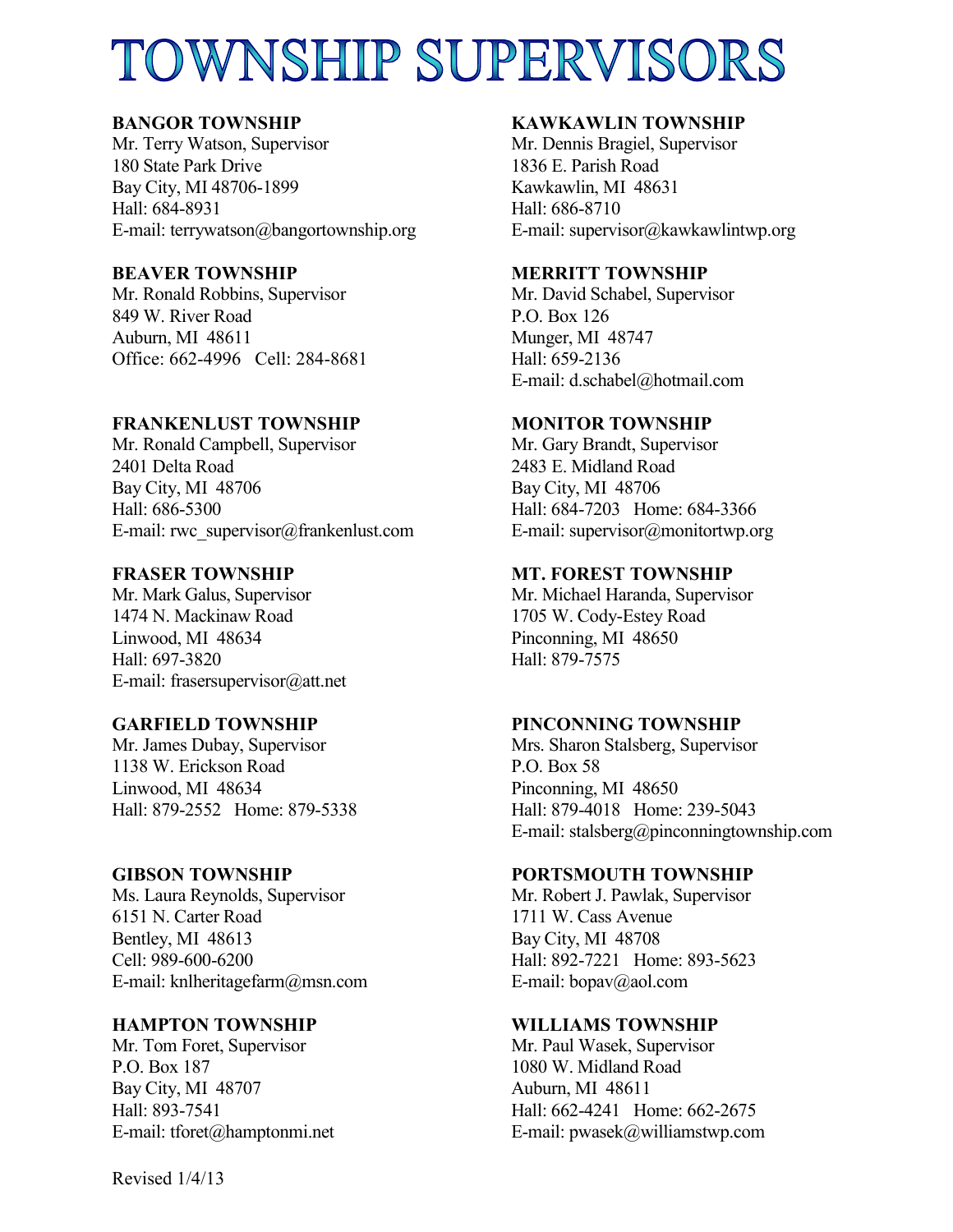# TOWNSHIP SUPERVISORS

**BANGOR TOWNSHIP**
Mr. Terry Watson, Supervisor
180 State Park Drive
Bay City, MI 48706-1899
Hall: 684-8931
E-mail: terrywatson@bangortownship.org

**BEAVER TOWNSHIP**
Mr. Ronald Robbins, Supervisor
849 W. River Road
Auburn, MI 48611
Office: 662-4996 Cell: 284-8681

**FRANKENLUST TOWNSHIP**
Mr. Ronald Campbell, Supervisor
2401 Delta Road
Bay City, MI 48706
Hall: 686-5300
E-mail: rwc_supervisor@frankenlust.com

**FRASER TOWNSHIP**
Mr. Mark Galus, Supervisor
1474 N. Mackinaw Road
Linwood, MI 48634
Hall: 697-3820
E-mail: frasersupervisor@att.net

**GARFIELD TOWNSHIP**
Mr. James Dubay, Supervisor
1138 W. Erickson Road
Linwood, MI 48634
Hall: 879-2552 Home: 879-5338

**GIBSON TOWNSHIP**
Ms. Laura Reynolds, Supervisor
6151 N. Carter Road
Bentley, MI 48613
Cell: 989-600-6200
E-mail: knlheritagefarm@msn.com

**HAMPTON TOWNSHIP**
Mr. Tom Foret, Supervisor
P.O. Box 187
Bay City, MI 48707
Hall: 893-7541
E-mail: tforet@hamptonmi.net

**KAWKAWLIN TOWNSHIP**
Mr. Dennis Bragiel, Supervisor
1836 E. Parish Road
Kawkawlin, MI 48631
Hall: 686-8710
E-mail: supervisor@kawkawlintwp.org

**MERRITT TOWNSHIP**
Mr. David Schabel, Supervisor
P.O. Box 126
Munger, MI 48747
Hall: 659-2136
E-mail: d.schabel@hotmail.com

**MONITOR TOWNSHIP**
Mr. Gary Brandt, Supervisor
2483 E. Midland Road
Bay City, MI 48706
Hall: 684-7203 Home: 684-3366
E-mail: supervisor@monitortwp.org

**MT. FOREST TOWNSHIP**
Mr. Michael Haranda, Supervisor
1705 W. Cody-Estey Road
Pinconning, MI 48650
Hall: 879-7575

**PINCONNING TOWNSHIP**
Mrs. Sharon Stalsberg, Supervisor
P.O. Box 58
Pinconning, MI 48650
Hall: 879-4018 Home: 239-5043
E-mail: stalsberg@pinconningtownship.com

**PORTSMOUTH TOWNSHIP**
Mr. Robert J. Pawlak, Supervisor
1711 W. Cass Avenue
Bay City, MI 48708
Hall: 892-7221 Home: 893-5623
E-mail: bopav@aol.com

**WILLIAMS TOWNSHIP**
Mr. Paul Wasek, Supervisor
1080 W. Midland Road
Auburn, MI 48611
Hall: 662-4241 Home: 662-2675
E-mail: pwasek@williamstwp.com

Revised 1/4/13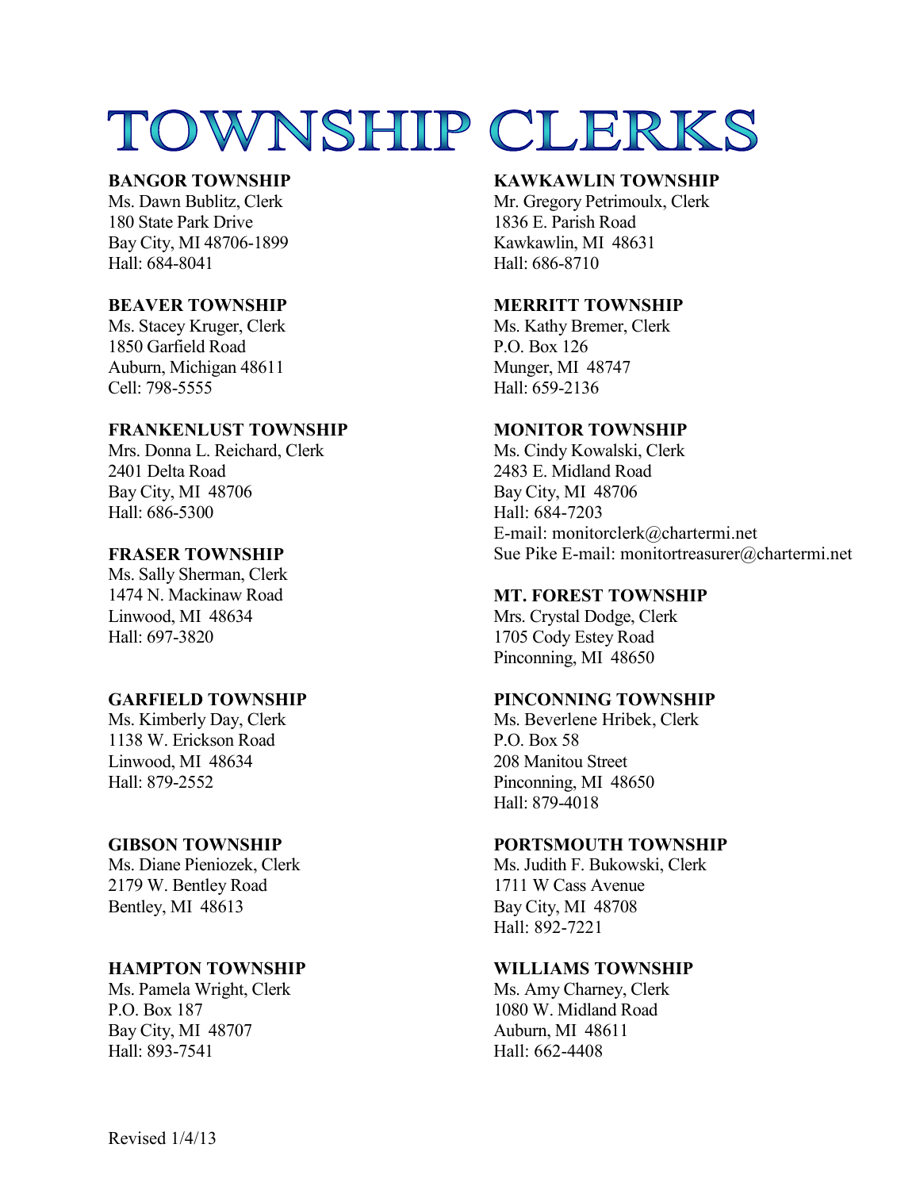# TOWNSHIP CLERKS

**BANGOR TOWNSHIP**
Ms. Dawn Bublitz, Clerk
180 State Park Drive
Bay City, MI 48706-1899
Hall: 684-8041

**BEAVER TOWNSHIP**
Ms. Stacey Kruger, Clerk
1850 Garfield Road
Auburn, Michigan 48611
Cell: 798-5555

**FRANKENLUST TOWNSHIP**
Mrs. Donna L. Reichard, Clerk
2401 Delta Road
Bay City, MI 48706
Hall: 686-5300

**FRASER TOWNSHIP**
Ms. Sally Sherman, Clerk
1474 N. Mackinaw Road
Linwood, MI 48634
Hall: 697-3820

**GARFIELD TOWNSHIP**
Ms. Kimberly Day, Clerk
1138 W. Erickson Road
Linwood, MI 48634
Hall: 879-2552

**GIBSON TOWNSHIP**
Ms. Diane Pieniozek, Clerk
2179 W. Bentley Road
Bentley, MI 48613

**HAMPTON TOWNSHIP**
Ms. Pamela Wright, Clerk
P.O. Box 187
Bay City, MI 48707
Hall: 893-7541

**KAWKAWLIN TOWNSHIP**
Mr. Gregory Petrimoulx, Clerk
1836 E. Parish Road
Kawkawlin, MI 48631
Hall: 686-8710

**MERRITT TOWNSHIP**
Ms. Kathy Bremer, Clerk
P.O. Box 126
Munger, MI 48747
Hall: 659-2136

**MONITOR TOWNSHIP**
Ms. Cindy Kowalski, Clerk
2483 E. Midland Road
Bay City, MI 48706
Hall: 684-7203
E-mail: monitorclerk@chartermi.net
Sue Pike E-mail: monitortreasurer@chartermi.net

**MT. FOREST TOWNSHIP**
Mrs. Crystal Dodge, Clerk
1705 Cody Estey Road
Pinconning, MI 48650

**PINCONNING TOWNSHIP**
Ms. Beverlene Hribek, Clerk
P.O. Box 58
208 Manitou Street
Pinconning, MI 48650
Hall: 879-4018

**PORTSMOUTH TOWNSHIP**
Ms. Judith F. Bukowski, Clerk
1711 W Cass Avenue
Bay City, MI 48708
Hall: 892-7221

**WILLIAMS TOWNSHIP**
Ms. Amy Charney, Clerk
1080 W. Midland Road
Auburn, MI 48611
Hall: 662-4408

Revised 1/4/13